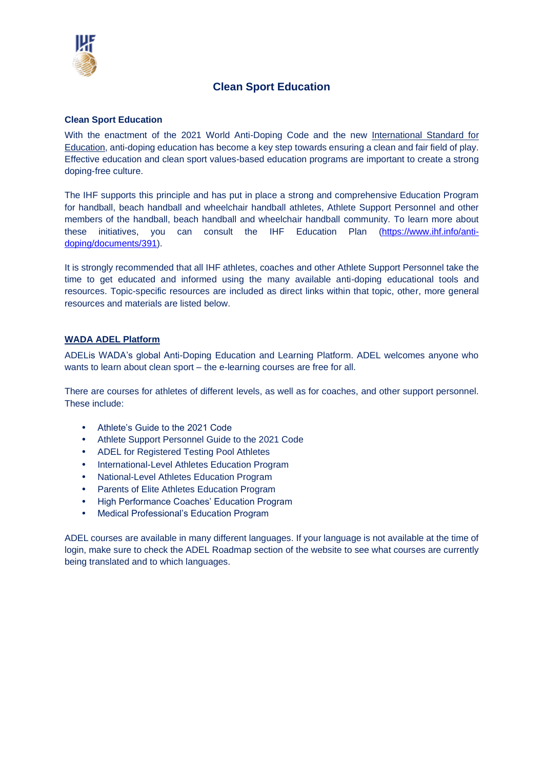# Clean Sport Education

**Clean Sport Education**

With the enactment of the 2021 World Anti-Doping Code and the new International Standard for Education, anti-doping education has become a key step towards ensuring a clean and fair field of play. Effective education and clean sport values-based education programs are important to create a strong doping-free culture.

The IHF supports this principle and has put in place a strong and comprehensive Education Program for handball, beach handball and wheelchair handball athletes, Athlete Support Personnel and other members of the handball, beach handball and wheelchair handball community. To learn more about these initiatives, you can consult the IHF Education Plan (https://www.ihf.info/anti-doping/documents/391).

It is strongly recommended that all IHF athletes, coaches and other Athlete Support Personnel take the time to get educated and informed using the many available anti-doping educational tools and resources. Topic-specific resources are included as direct links within that topic, other, more general resources and materials are listed below.

**WADA ADEL Platform**

ADELis WADA's global Anti-Doping Education and Learning Platform. ADEL welcomes anyone who wants to learn about clean sport – the e-learning courses are free for all.

There are courses for athletes of different levels, as well as for coaches, and other support personnel. These include:

- Athlete's Guide to the 2021 Code
- Athlete Support Personnel Guide to the 2021 Code
- ADEL for Registered Testing Pool Athletes
- International-Level Athletes Education Program
- National-Level Athletes Education Program
- Parents of Elite Athletes Education Program
- High Performance Coaches' Education Program
- Medical Professional's Education Program

ADEL courses are available in many different languages. If your language is not available at the time of login, make sure to check the ADEL Roadmap section of the website to see what courses are currently being translated and to which languages.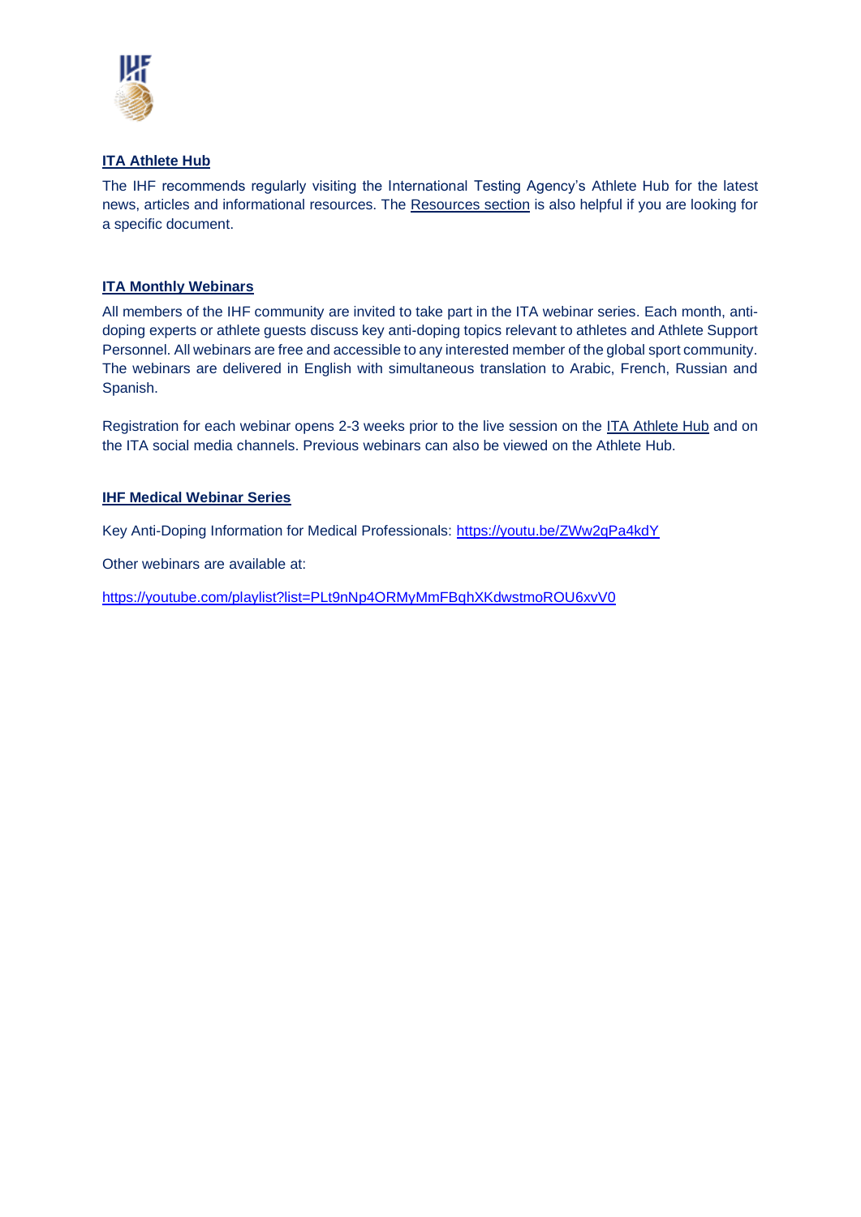## ITA Athlete Hub

The IHF recommends regularly visiting the International Testing Agency's Athlete Hub for the latest news, articles and informational resources. The Resources section is also helpful if you are looking for a specific document.

## ITA Monthly Webinars

All members of the IHF community are invited to take part in the ITA webinar series. Each month, anti-doping experts or athlete guests discuss key anti-doping topics relevant to athletes and Athlete Support Personnel. All webinars are free and accessible to any interested member of the global sport community. The webinars are delivered in English with simultaneous translation to Arabic, French, Russian and Spanish.

Registration for each webinar opens 2-3 weeks prior to the live session on the ITA Athlete Hub and on the ITA social media channels. Previous webinars can also be viewed on the Athlete Hub.

## IHF Medical Webinar Series

Key Anti-Doping Information for Medical Professionals: https://youtu.be/ZWw2qPa4kdY

Other webinars are available at:

https://youtube.com/playlist?list=PLt9nNp4ORMyMmFBqhXKdwstmoROU6xvV0